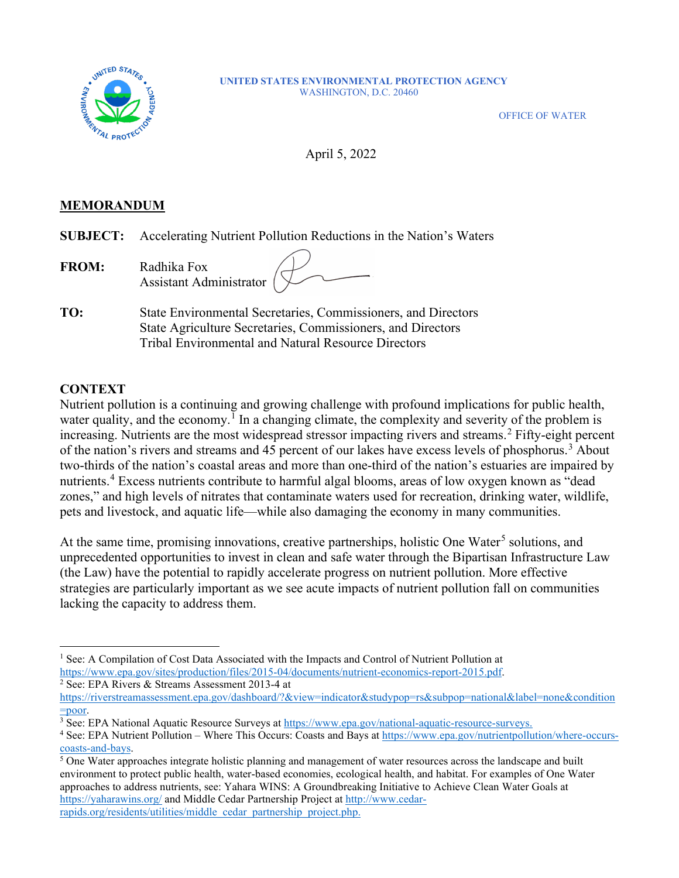UNITED STATES ENVIRONMENTAL PROTECTION AGENCY
WASHINGTON, D.C. 20460

OFFICE OF WATER

April 5, 2022

## MEMORANDUM

**SUBJECT:** Accelerating Nutrient Pollution Reductions in the Nation's Waters

**FROM:** Radhika Fox
Assistant Administrator

**TO:** State Environmental Secretaries, Commissioners, and Directors
State Agriculture Secretaries, Commissioners, and Directors
Tribal Environmental and Natural Resource Directors

## CONTEXT

Nutrient pollution is a continuing and growing challenge with profound implications for public health, water quality, and the economy.[1] In a changing climate, the complexity and severity of the problem is increasing. Nutrients are the most widespread stressor impacting rivers and streams.[2] Fifty-eight percent of the nation's rivers and streams and 45 percent of our lakes have excess levels of phosphorus.[3] About two-thirds of the nation's coastal areas and more than one-third of the nation's estuaries are impaired by nutrients.[4] Excess nutrients contribute to harmful algal blooms, areas of low oxygen known as "dead zones," and high levels of nitrates that contaminate waters used for recreation, drinking water, wildlife, pets and livestock, and aquatic life—while also damaging the economy in many communities.

At the same time, promising innovations, creative partnerships, holistic One Water[5] solutions, and unprecedented opportunities to invest in clean and safe water through the Bipartisan Infrastructure Law (the Law) have the potential to rapidly accelerate progress on nutrient pollution. More effective strategies are particularly important as we see acute impacts of nutrient pollution fall on communities lacking the capacity to address them.

---

[1] See: A Compilation of Cost Data Associated with the Impacts and Control of Nutrient Pollution at https://www.epa.gov/sites/production/files/2015-04/documents/nutrient-economics-report-2015.pdf.

[2] See: EPA Rivers & Streams Assessment 2013-4 at https://riverstreamassessment.epa.gov/dashboard/?&view=indicator&studypop=rs&subpop=national&label=none&condition=poor.

[3] See: EPA National Aquatic Resource Surveys at https://www.epa.gov/national-aquatic-resource-surveys.

[4] See: EPA Nutrient Pollution – Where This Occurs: Coasts and Bays at https://www.epa.gov/nutrientpollution/where-occurs-coasts-and-bays.

[5] One Water approaches integrate holistic planning and management of water resources across the landscape and built environment to protect public health, water-based economies, ecological health, and habitat. For examples of One Water approaches to address nutrients, see: Yahara WINS: A Groundbreaking Initiative to Achieve Clean Water Goals at https://yaharawins.org/ and Middle Cedar Partnership Project at http://www.cedar-rapids.org/residents/utilities/middle_cedar_partnership_project.php.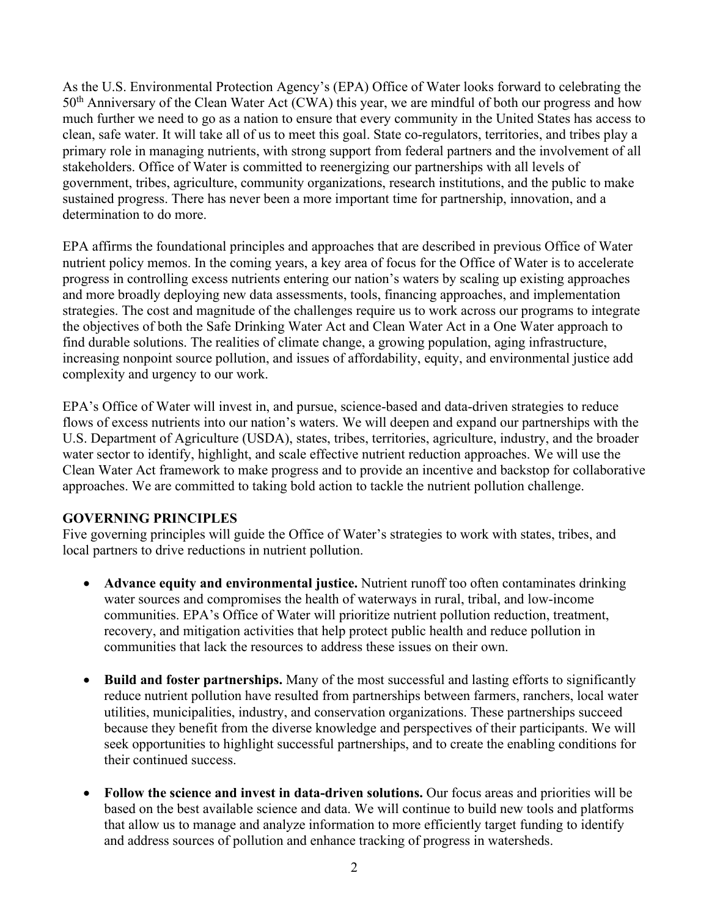As the U.S. Environmental Protection Agency's (EPA) Office of Water looks forward to celebrating the 50th Anniversary of the Clean Water Act (CWA) this year, we are mindful of both our progress and how much further we need to go as a nation to ensure that every community in the United States has access to clean, safe water. It will take all of us to meet this goal. State co-regulators, territories, and tribes play a primary role in managing nutrients, with strong support from federal partners and the involvement of all stakeholders. Office of Water is committed to reenergizing our partnerships with all levels of government, tribes, agriculture, community organizations, research institutions, and the public to make sustained progress. There has never been a more important time for partnership, innovation, and a determination to do more.

EPA affirms the foundational principles and approaches that are described in previous Office of Water nutrient policy memos. In the coming years, a key area of focus for the Office of Water is to accelerate progress in controlling excess nutrients entering our nation's waters by scaling up existing approaches and more broadly deploying new data assessments, tools, financing approaches, and implementation strategies. The cost and magnitude of the challenges require us to work across our programs to integrate the objectives of both the Safe Drinking Water Act and Clean Water Act in a One Water approach to find durable solutions. The realities of climate change, a growing population, aging infrastructure, increasing nonpoint source pollution, and issues of affordability, equity, and environmental justice add complexity and urgency to our work.

EPA's Office of Water will invest in, and pursue, science-based and data-driven strategies to reduce flows of excess nutrients into our nation's waters. We will deepen and expand our partnerships with the U.S. Department of Agriculture (USDA), states, tribes, territories, agriculture, industry, and the broader water sector to identify, highlight, and scale effective nutrient reduction approaches. We will use the Clean Water Act framework to make progress and to provide an incentive and backstop for collaborative approaches. We are committed to taking bold action to tackle the nutrient pollution challenge.

## GOVERNING PRINCIPLES

Five governing principles will guide the Office of Water's strategies to work with states, tribes, and local partners to drive reductions in nutrient pollution.

- **Advance equity and environmental justice.** Nutrient runoff too often contaminates drinking water sources and compromises the health of waterways in rural, tribal, and low-income communities. EPA's Office of Water will prioritize nutrient pollution reduction, treatment, recovery, and mitigation activities that help protect public health and reduce pollution in communities that lack the resources to address these issues on their own.

- **Build and foster partnerships.** Many of the most successful and lasting efforts to significantly reduce nutrient pollution have resulted from partnerships between farmers, ranchers, local water utilities, municipalities, industry, and conservation organizations. These partnerships succeed because they benefit from the diverse knowledge and perspectives of their participants. We will seek opportunities to highlight successful partnerships, and to create the enabling conditions for their continued success.

- **Follow the science and invest in data-driven solutions.** Our focus areas and priorities will be based on the best available science and data. We will continue to build new tools and platforms that allow us to manage and analyze information to more efficiently target funding to identify and address sources of pollution and enhance tracking of progress in watersheds.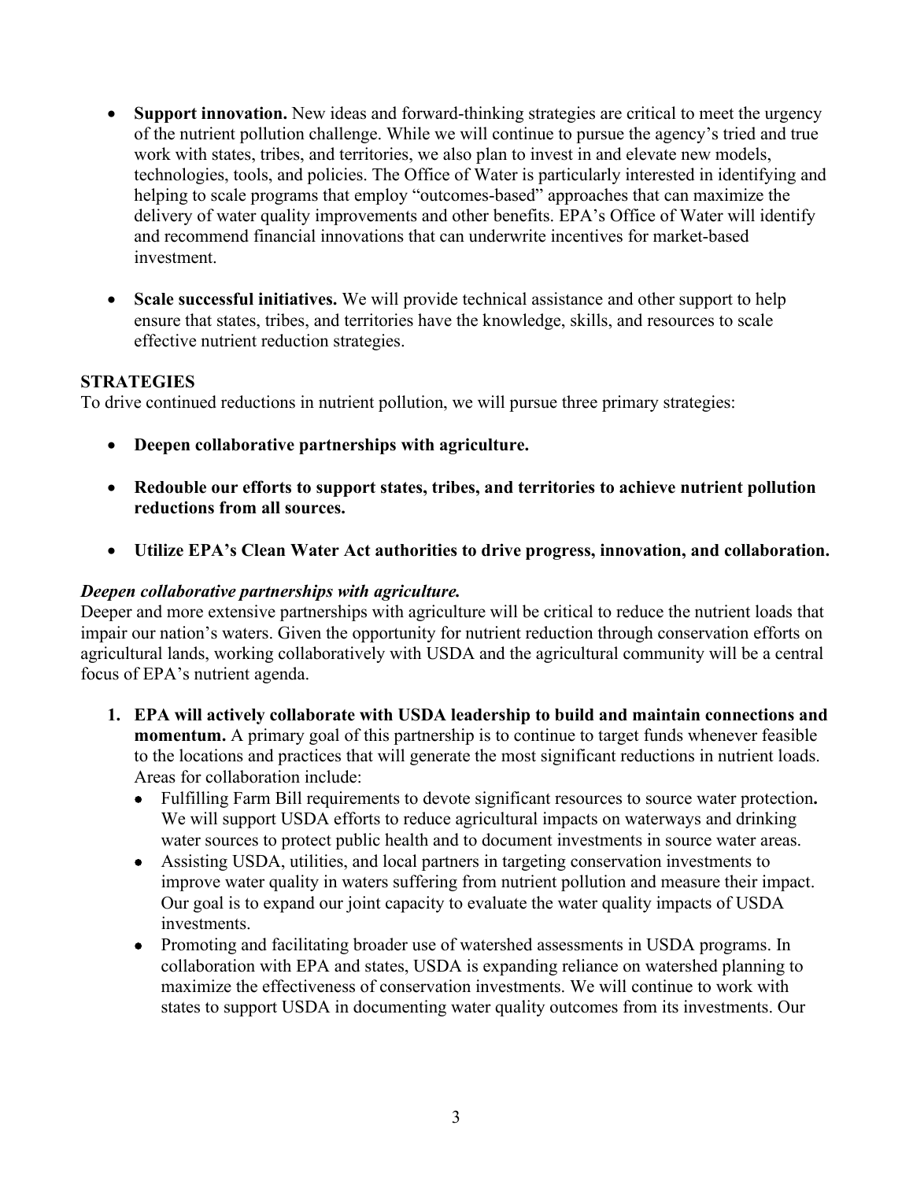- **Support innovation.** New ideas and forward-thinking strategies are critical to meet the urgency of the nutrient pollution challenge. While we will continue to pursue the agency's tried and true work with states, tribes, and territories, we also plan to invest in and elevate new models, technologies, tools, and policies. The Office of Water is particularly interested in identifying and helping to scale programs that employ "outcomes-based" approaches that can maximize the delivery of water quality improvements and other benefits. EPA's Office of Water will identify and recommend financial innovations that can underwrite incentives for market-based investment.

- **Scale successful initiatives.** We will provide technical assistance and other support to help ensure that states, tribes, and territories have the knowledge, skills, and resources to scale effective nutrient reduction strategies.

## STRATEGIES

To drive continued reductions in nutrient pollution, we will pursue three primary strategies:

- **Deepen collaborative partnerships with agriculture.**

- **Redouble our efforts to support states, tribes, and territories to achieve nutrient pollution reductions from all sources.**

- **Utilize EPA's Clean Water Act authorities to drive progress, innovation, and collaboration.**

### *Deepen collaborative partnerships with agriculture.*

Deeper and more extensive partnerships with agriculture will be critical to reduce the nutrient loads that impair our nation's waters. Given the opportunity for nutrient reduction through conservation efforts on agricultural lands, working collaboratively with USDA and the agricultural community will be a central focus of EPA's nutrient agenda.

1. **EPA will actively collaborate with USDA leadership to build and maintain connections and momentum.** A primary goal of this partnership is to continue to target funds whenever feasible to the locations and practices that will generate the most significant reductions in nutrient loads. Areas for collaboration include:
   - Fulfilling Farm Bill requirements to devote significant resources to source water protection**.** We will support USDA efforts to reduce agricultural impacts on waterways and drinking water sources to protect public health and to document investments in source water areas.
   - Assisting USDA, utilities, and local partners in targeting conservation investments to improve water quality in waters suffering from nutrient pollution and measure their impact. Our goal is to expand our joint capacity to evaluate the water quality impacts of USDA investments.
   - Promoting and facilitating broader use of watershed assessments in USDA programs. In collaboration with EPA and states, USDA is expanding reliance on watershed planning to maximize the effectiveness of conservation investments. We will continue to work with states to support USDA in documenting water quality outcomes from its investments. Our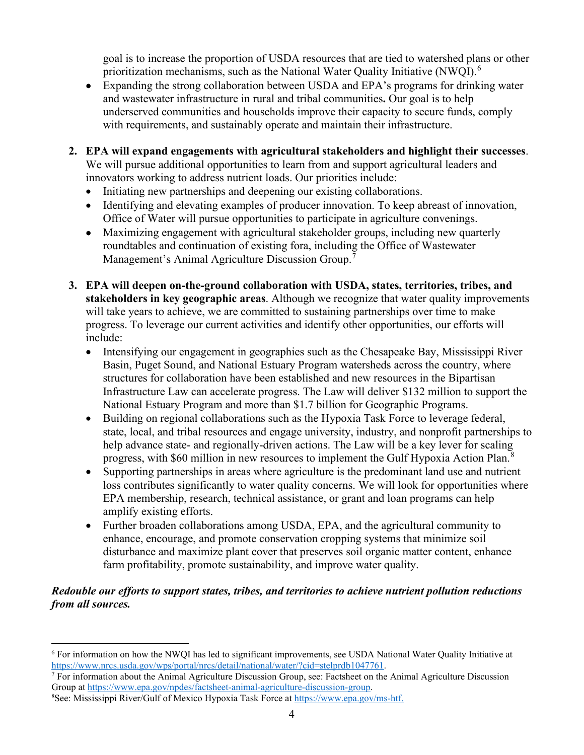goal is to increase the proportion of USDA resources that are tied to watershed plans or other prioritization mechanisms, such as the National Water Quality Initiative (NWQI).[6]
- Expanding the strong collaboration between USDA and EPA's programs for drinking water and wastewater infrastructure in rural and tribal communities**.** Our goal is to help underserved communities and households improve their capacity to secure funds, comply with requirements, and sustainably operate and maintain their infrastructure.

2. **EPA will expand engagements with agricultural stakeholders and highlight their successes**. We will pursue additional opportunities to learn from and support agricultural leaders and innovators working to address nutrient loads. Our priorities include:
   - Initiating new partnerships and deepening our existing collaborations.
   - Identifying and elevating examples of producer innovation. To keep abreast of innovation, Office of Water will pursue opportunities to participate in agriculture convenings.
   - Maximizing engagement with agricultural stakeholder groups, including new quarterly roundtables and continuation of existing fora, including the Office of Wastewater Management's Animal Agriculture Discussion Group.[7]

3. **EPA will deepen on-the-ground collaboration with USDA, states, territories, tribes, and stakeholders in key geographic areas**. Although we recognize that water quality improvements will take years to achieve, we are committed to sustaining partnerships over time to make progress. To leverage our current activities and identify other opportunities, our efforts will include:
   - Intensifying our engagement in geographies such as the Chesapeake Bay, Mississippi River Basin, Puget Sound, and National Estuary Program watersheds across the country, where structures for collaboration have been established and new resources in the Bipartisan Infrastructure Law can accelerate progress. The Law will deliver $132 million to support the National Estuary Program and more than $1.7 billion for Geographic Programs.
   - Building on regional collaborations such as the Hypoxia Task Force to leverage federal, state, local, and tribal resources and engage university, industry, and nonprofit partnerships to help advance state- and regionally-driven actions. The Law will be a key lever for scaling progress, with $60 million in new resources to implement the Gulf Hypoxia Action Plan.[8]
   - Supporting partnerships in areas where agriculture is the predominant land use and nutrient loss contributes significantly to water quality concerns. We will look for opportunities where EPA membership, research, technical assistance, or grant and loan programs can help amplify existing efforts.
   - Further broaden collaborations among USDA, EPA, and the agricultural community to enhance, encourage, and promote conservation cropping systems that minimize soil disturbance and maximize plant cover that preserves soil organic matter content, enhance farm profitability, promote sustainability, and improve water quality.

***Redouble our efforts to support states, tribes, and territories to achieve nutrient pollution reductions from all sources.***

---

[6] For information on how the NWQI has led to significant improvements, see USDA National Water Quality Initiative at https://www.nrcs.usda.gov/wps/portal/nrcs/detail/national/water/?cid=stelprdb1047761.

[7] For information about the Animal Agriculture Discussion Group, see: Factsheet on the Animal Agriculture Discussion Group at https://www.epa.gov/npdes/factsheet-animal-agriculture-discussion-group.

[8] See: Mississippi River/Gulf of Mexico Hypoxia Task Force at https://www.epa.gov/ms-htf.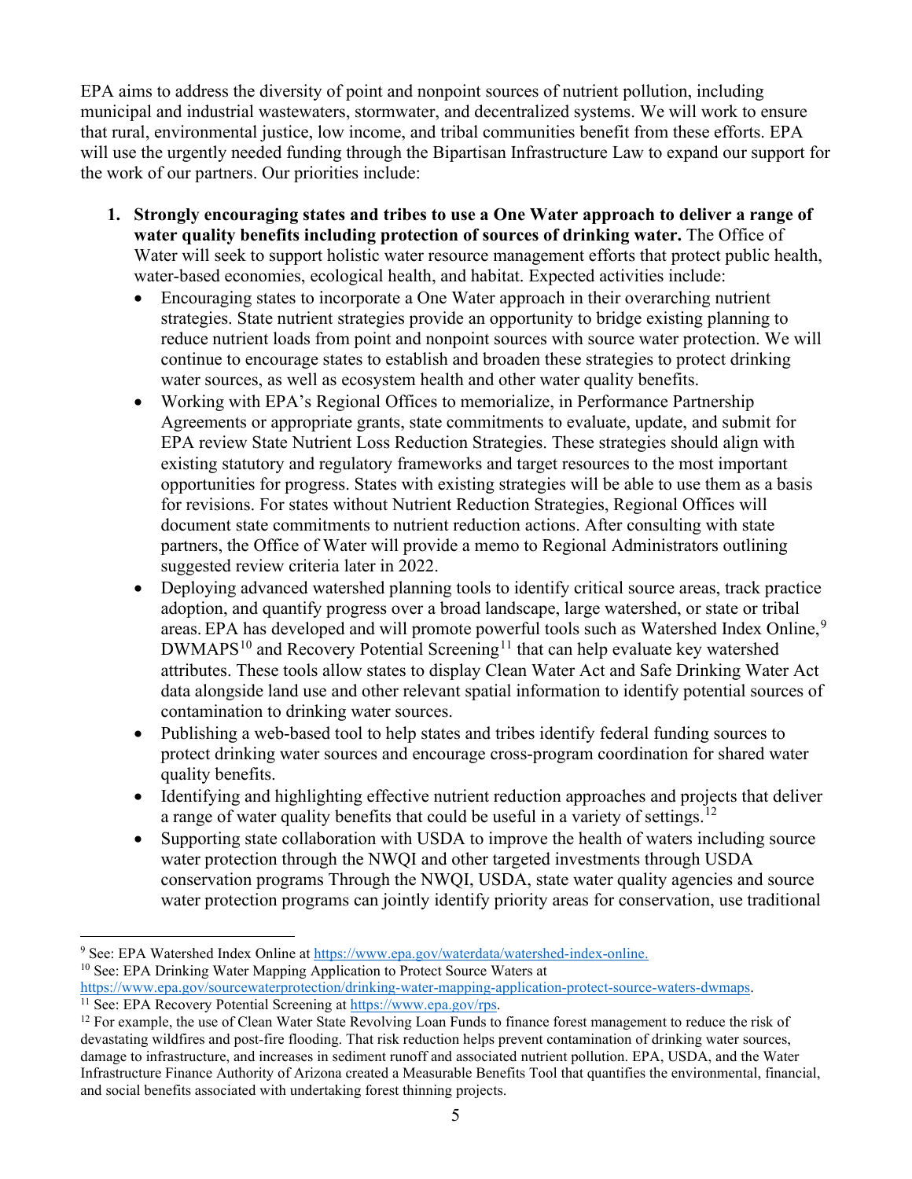EPA aims to address the diversity of point and nonpoint sources of nutrient pollution, including municipal and industrial wastewaters, stormwater, and decentralized systems. We will work to ensure that rural, environmental justice, low income, and tribal communities benefit from these efforts. EPA will use the urgently needed funding through the Bipartisan Infrastructure Law to expand our support for the work of our partners. Our priorities include:

1. **Strongly encouraging states and tribes to use a One Water approach to deliver a range of water quality benefits including protection of sources of drinking water.** The Office of Water will seek to support holistic water resource management efforts that protect public health, water-based economies, ecological health, and habitat. Expected activities include:
   - Encouraging states to incorporate a One Water approach in their overarching nutrient strategies. State nutrient strategies provide an opportunity to bridge existing planning to reduce nutrient loads from point and nonpoint sources with source water protection. We will continue to encourage states to establish and broaden these strategies to protect drinking water sources, as well as ecosystem health and other water quality benefits.
   - Working with EPA's Regional Offices to memorialize, in Performance Partnership Agreements or appropriate grants, state commitments to evaluate, update, and submit for EPA review State Nutrient Loss Reduction Strategies. These strategies should align with existing statutory and regulatory frameworks and target resources to the most important opportunities for progress. States with existing strategies will be able to use them as a basis for revisions. For states without Nutrient Reduction Strategies, Regional Offices will document state commitments to nutrient reduction actions. After consulting with state partners, the Office of Water will provide a memo to Regional Administrators outlining suggested review criteria later in 2022.
   - Deploying advanced watershed planning tools to identify critical source areas, track practice adoption, and quantify progress over a broad landscape, large watershed, or state or tribal areas. EPA has developed and will promote powerful tools such as Watershed Index Online,[9] DWMAPS[10] and Recovery Potential Screening[11] that can help evaluate key watershed attributes. These tools allow states to display Clean Water Act and Safe Drinking Water Act data alongside land use and other relevant spatial information to identify potential sources of contamination to drinking water sources.
   - Publishing a web-based tool to help states and tribes identify federal funding sources to protect drinking water sources and encourage cross-program coordination for shared water quality benefits.
   - Identifying and highlighting effective nutrient reduction approaches and projects that deliver a range of water quality benefits that could be useful in a variety of settings.[12]
   - Supporting state collaboration with USDA to improve the health of waters including source water protection through the NWQI and other targeted investments through USDA conservation programs Through the NWQI, USDA, state water quality agencies and source water protection programs can jointly identify priority areas for conservation, use traditional

---

[9] See: EPA Watershed Index Online at https://www.epa.gov/waterdata/watershed-index-online.

[10] See: EPA Drinking Water Mapping Application to Protect Source Waters at https://www.epa.gov/sourcewaterprotection/drinking-water-mapping-application-protect-source-waters-dwmaps.

[11] See: EPA Recovery Potential Screening at https://www.epa.gov/rps.

[12] For example, the use of Clean Water State Revolving Loan Funds to finance forest management to reduce the risk of devastating wildfires and post-fire flooding. That risk reduction helps prevent contamination of drinking water sources, damage to infrastructure, and increases in sediment runoff and associated nutrient pollution. EPA, USDA, and the Water Infrastructure Finance Authority of Arizona created a Measurable Benefits Tool that quantifies the environmental, financial, and social benefits associated with undertaking forest thinning projects.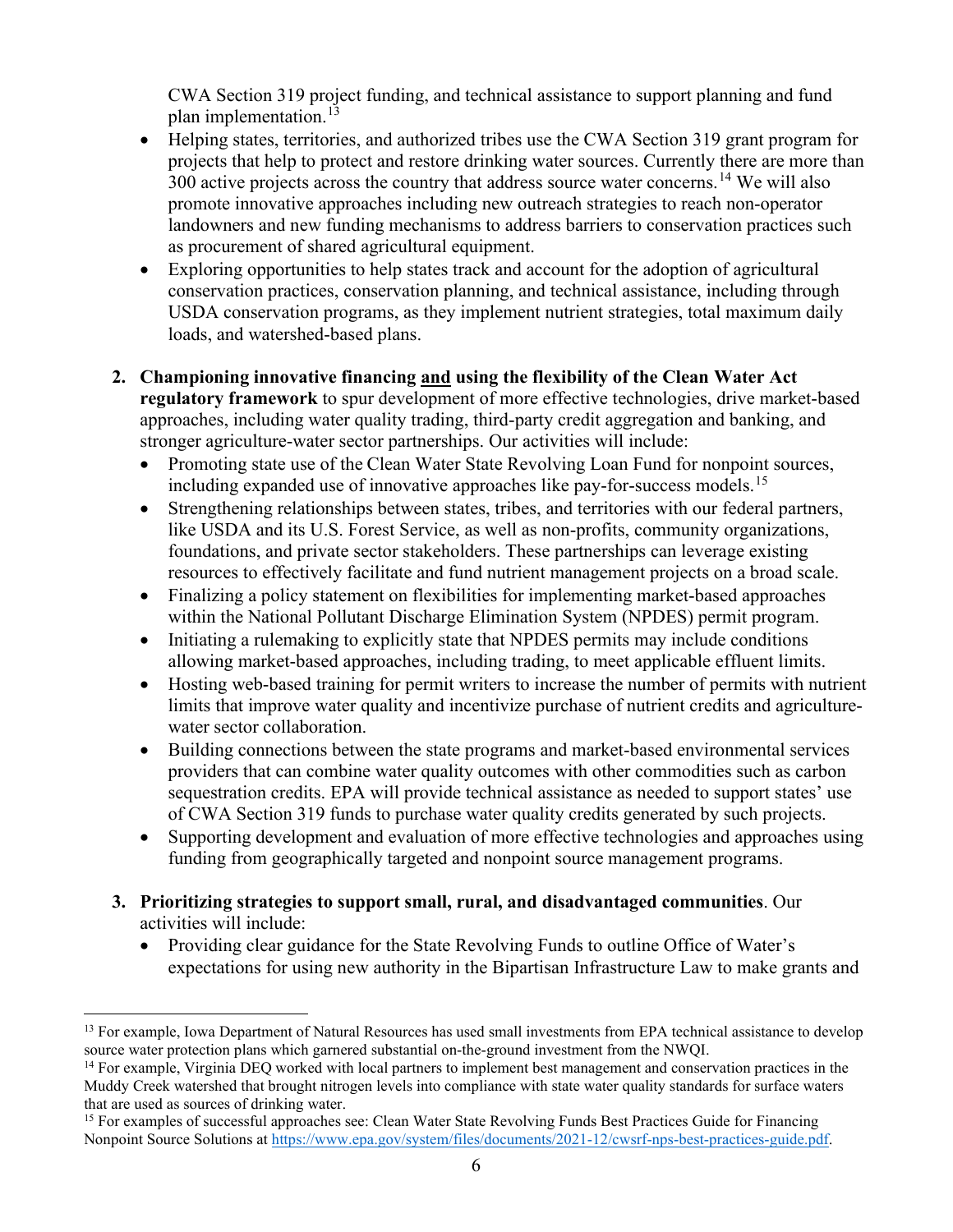CWA Section 319 project funding, and technical assistance to support planning and fund plan implementation.[13]

- Helping states, territories, and authorized tribes use the CWA Section 319 grant program for projects that help to protect and restore drinking water sources. Currently there are more than 300 active projects across the country that address source water concerns.[14] We will also promote innovative approaches including new outreach strategies to reach non-operator landowners and new funding mechanisms to address barriers to conservation practices such as procurement of shared agricultural equipment.
- Exploring opportunities to help states track and account for the adoption of agricultural conservation practices, conservation planning, and technical assistance, including through USDA conservation programs, as they implement nutrient strategies, total maximum daily loads, and watershed-based plans.

2. **Championing innovative financing <u>and</u> using the flexibility of the Clean Water Act regulatory framework** to spur development of more effective technologies, drive market-based approaches, including water quality trading, third-party credit aggregation and banking, and stronger agriculture-water sector partnerships. Our activities will include:
   - Promoting state use of the Clean Water State Revolving Loan Fund for nonpoint sources, including expanded use of innovative approaches like pay-for-success models.[15]
   - Strengthening relationships between states, tribes, and territories with our federal partners, like USDA and its U.S. Forest Service, as well as non-profits, community organizations, foundations, and private sector stakeholders. These partnerships can leverage existing resources to effectively facilitate and fund nutrient management projects on a broad scale.
   - Finalizing a policy statement on flexibilities for implementing market-based approaches within the National Pollutant Discharge Elimination System (NPDES) permit program.
   - Initiating a rulemaking to explicitly state that NPDES permits may include conditions allowing market-based approaches, including trading, to meet applicable effluent limits.
   - Hosting web-based training for permit writers to increase the number of permits with nutrient limits that improve water quality and incentivize purchase of nutrient credits and agriculture-water sector collaboration.
   - Building connections between the state programs and market-based environmental services providers that can combine water quality outcomes with other commodities such as carbon sequestration credits. EPA will provide technical assistance as needed to support states' use of CWA Section 319 funds to purchase water quality credits generated by such projects.
   - Supporting development and evaluation of more effective technologies and approaches using funding from geographically targeted and nonpoint source management programs.

3. **Prioritizing strategies to support small, rural, and disadvantaged communities**. Our activities will include:
   - Providing clear guidance for the State Revolving Funds to outline Office of Water's expectations for using new authority in the Bipartisan Infrastructure Law to make grants and

---

[13] For example, Iowa Department of Natural Resources has used small investments from EPA technical assistance to develop source water protection plans which garnered substantial on-the-ground investment from the NWQI.

[14] For example, Virginia DEQ worked with local partners to implement best management and conservation practices in the Muddy Creek watershed that brought nitrogen levels into compliance with state water quality standards for surface waters that are used as sources of drinking water.

[15] For examples of successful approaches see: Clean Water State Revolving Funds Best Practices Guide for Financing Nonpoint Source Solutions at https://www.epa.gov/system/files/documents/2021-12/cwsrf-nps-best-practices-guide.pdf.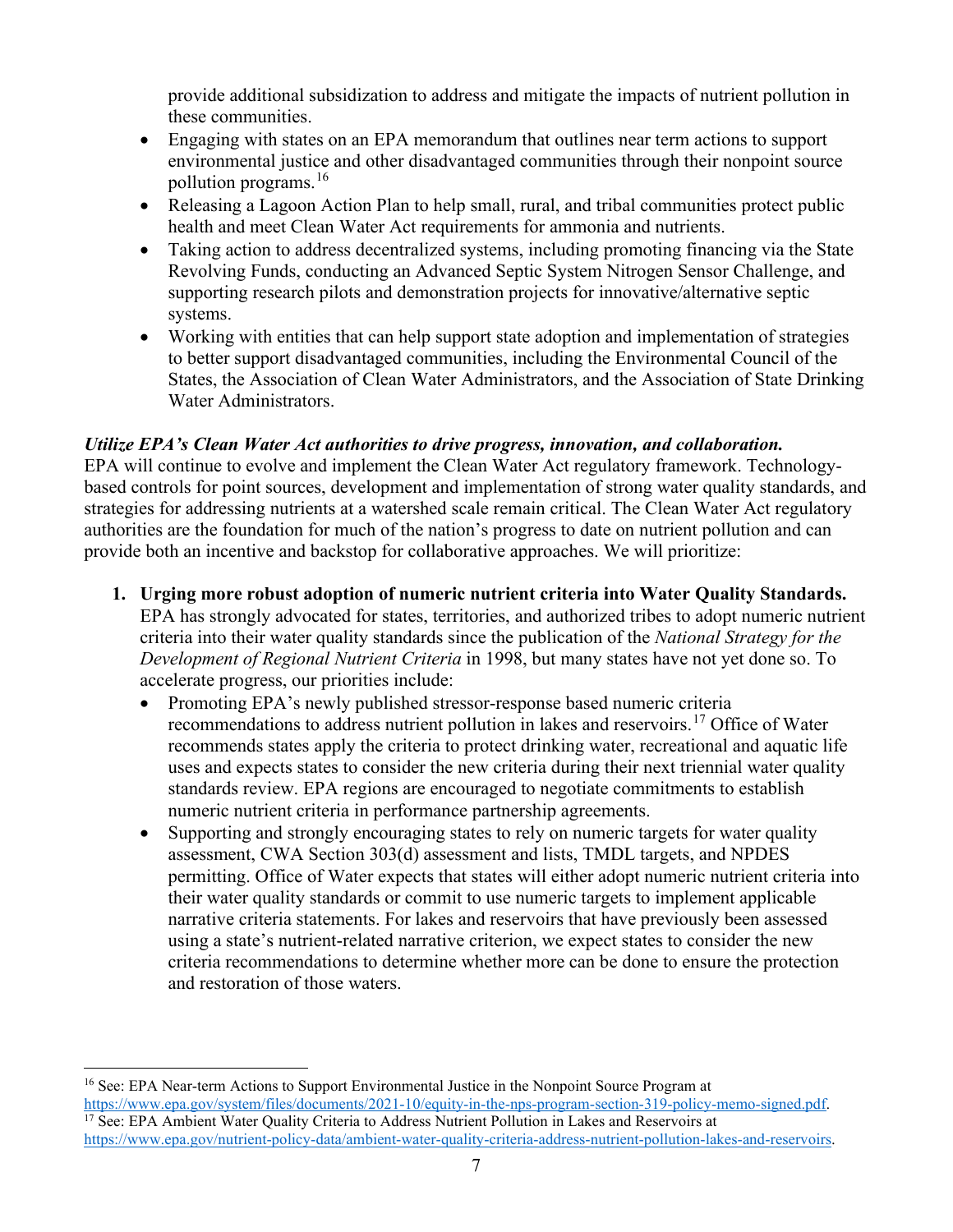provide additional subsidization to address and mitigate the impacts of nutrient pollution in these communities.

- Engaging with states on an EPA memorandum that outlines near term actions to support environmental justice and other disadvantaged communities through their nonpoint source pollution programs.[16]
- Releasing a Lagoon Action Plan to help small, rural, and tribal communities protect public health and meet Clean Water Act requirements for ammonia and nutrients.
- Taking action to address decentralized systems, including promoting financing via the State Revolving Funds, conducting an Advanced Septic System Nitrogen Sensor Challenge, and supporting research pilots and demonstration projects for innovative/alternative septic systems.
- Working with entities that can help support state adoption and implementation of strategies to better support disadvantaged communities, including the Environmental Council of the States, the Association of Clean Water Administrators, and the Association of State Drinking Water Administrators.

***Utilize EPA's Clean Water Act authorities to drive progress, innovation, and collaboration.***
EPA will continue to evolve and implement the Clean Water Act regulatory framework. Technology-based controls for point sources, development and implementation of strong water quality standards, and strategies for addressing nutrients at a watershed scale remain critical. The Clean Water Act regulatory authorities are the foundation for much of the nation's progress to date on nutrient pollution and can provide both an incentive and backstop for collaborative approaches. We will prioritize:

1. **Urging more robust adoption of numeric nutrient criteria into Water Quality Standards.** EPA has strongly advocated for states, territories, and authorized tribes to adopt numeric nutrient criteria into their water quality standards since the publication of the *National Strategy for the Development of Regional Nutrient Criteria* in 1998, but many states have not yet done so. To accelerate progress, our priorities include:
   - Promoting EPA's newly published stressor-response based numeric criteria recommendations to address nutrient pollution in lakes and reservoirs.[17] Office of Water recommends states apply the criteria to protect drinking water, recreational and aquatic life uses and expects states to consider the new criteria during their next triennial water quality standards review. EPA regions are encouraged to negotiate commitments to establish numeric nutrient criteria in performance partnership agreements.
   - Supporting and strongly encouraging states to rely on numeric targets for water quality assessment, CWA Section 303(d) assessment and lists, TMDL targets, and NPDES permitting. Office of Water expects that states will either adopt numeric nutrient criteria into their water quality standards or commit to use numeric targets to implement applicable narrative criteria statements. For lakes and reservoirs that have previously been assessed using a state's nutrient-related narrative criterion, we expect states to consider the new criteria recommendations to determine whether more can be done to ensure the protection and restoration of those waters.

---

[16] See: EPA Near-term Actions to Support Environmental Justice in the Nonpoint Source Program at https://www.epa.gov/system/files/documents/2021-10/equity-in-the-nps-program-section-319-policy-memo-signed.pdf.

[17] See: EPA Ambient Water Quality Criteria to Address Nutrient Pollution in Lakes and Reservoirs at https://www.epa.gov/nutrient-policy-data/ambient-water-quality-criteria-address-nutrient-pollution-lakes-and-reservoirs.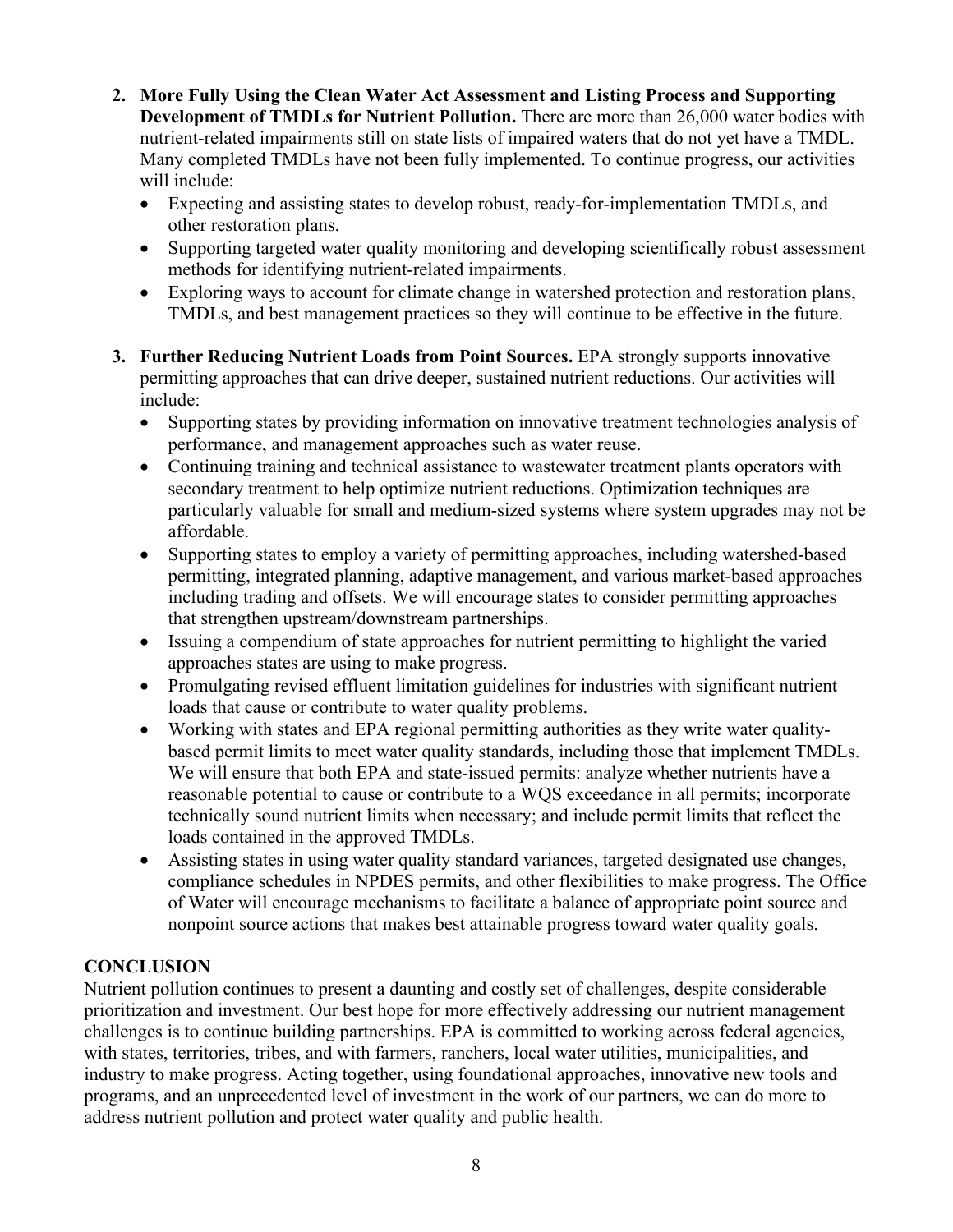2. **More Fully Using the Clean Water Act Assessment and Listing Process and Supporting Development of TMDLs for Nutrient Pollution.** There are more than 26,000 water bodies with nutrient-related impairments still on state lists of impaired waters that do not yet have a TMDL. Many completed TMDLs have not been fully implemented. To continue progress, our activities will include:
   - Expecting and assisting states to develop robust, ready-for-implementation TMDLs, and other restoration plans.
   - Supporting targeted water quality monitoring and developing scientifically robust assessment methods for identifying nutrient-related impairments.
   - Exploring ways to account for climate change in watershed protection and restoration plans, TMDLs, and best management practices so they will continue to be effective in the future.

3. **Further Reducing Nutrient Loads from Point Sources.** EPA strongly supports innovative permitting approaches that can drive deeper, sustained nutrient reductions. Our activities will include:
   - Supporting states by providing information on innovative treatment technologies analysis of performance, and management approaches such as water reuse.
   - Continuing training and technical assistance to wastewater treatment plants operators with secondary treatment to help optimize nutrient reductions. Optimization techniques are particularly valuable for small and medium-sized systems where system upgrades may not be affordable.
   - Supporting states to employ a variety of permitting approaches, including watershed-based permitting, integrated planning, adaptive management, and various market-based approaches including trading and offsets. We will encourage states to consider permitting approaches that strengthen upstream/downstream partnerships.
   - Issuing a compendium of state approaches for nutrient permitting to highlight the varied approaches states are using to make progress.
   - Promulgating revised effluent limitation guidelines for industries with significant nutrient loads that cause or contribute to water quality problems.
   - Working with states and EPA regional permitting authorities as they write water quality-based permit limits to meet water quality standards, including those that implement TMDLs. We will ensure that both EPA and state-issued permits: analyze whether nutrients have a reasonable potential to cause or contribute to a WQS exceedance in all permits; incorporate technically sound nutrient limits when necessary; and include permit limits that reflect the loads contained in the approved TMDLs.
   - Assisting states in using water quality standard variances, targeted designated use changes, compliance schedules in NPDES permits, and other flexibilities to make progress. The Office of Water will encourage mechanisms to facilitate a balance of appropriate point source and nonpoint source actions that makes best attainable progress toward water quality goals.

## CONCLUSION

Nutrient pollution continues to present a daunting and costly set of challenges, despite considerable prioritization and investment. Our best hope for more effectively addressing our nutrient management challenges is to continue building partnerships. EPA is committed to working across federal agencies, with states, territories, tribes, and with farmers, ranchers, local water utilities, municipalities, and industry to make progress. Acting together, using foundational approaches, innovative new tools and programs, and an unprecedented level of investment in the work of our partners, we can do more to address nutrient pollution and protect water quality and public health.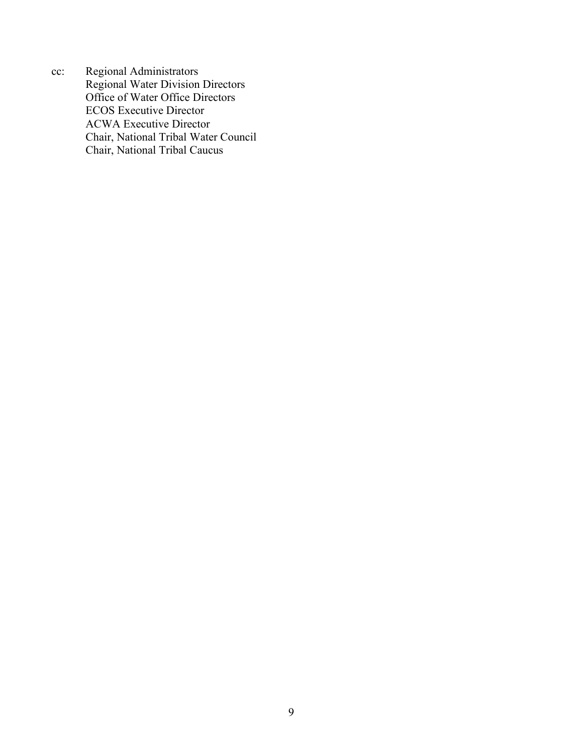cc: Regional Administrators
Regional Water Division Directors
Office of Water Office Directors
ECOS Executive Director
ACWA Executive Director
Chair, National Tribal Water Council
Chair, National Tribal Caucus